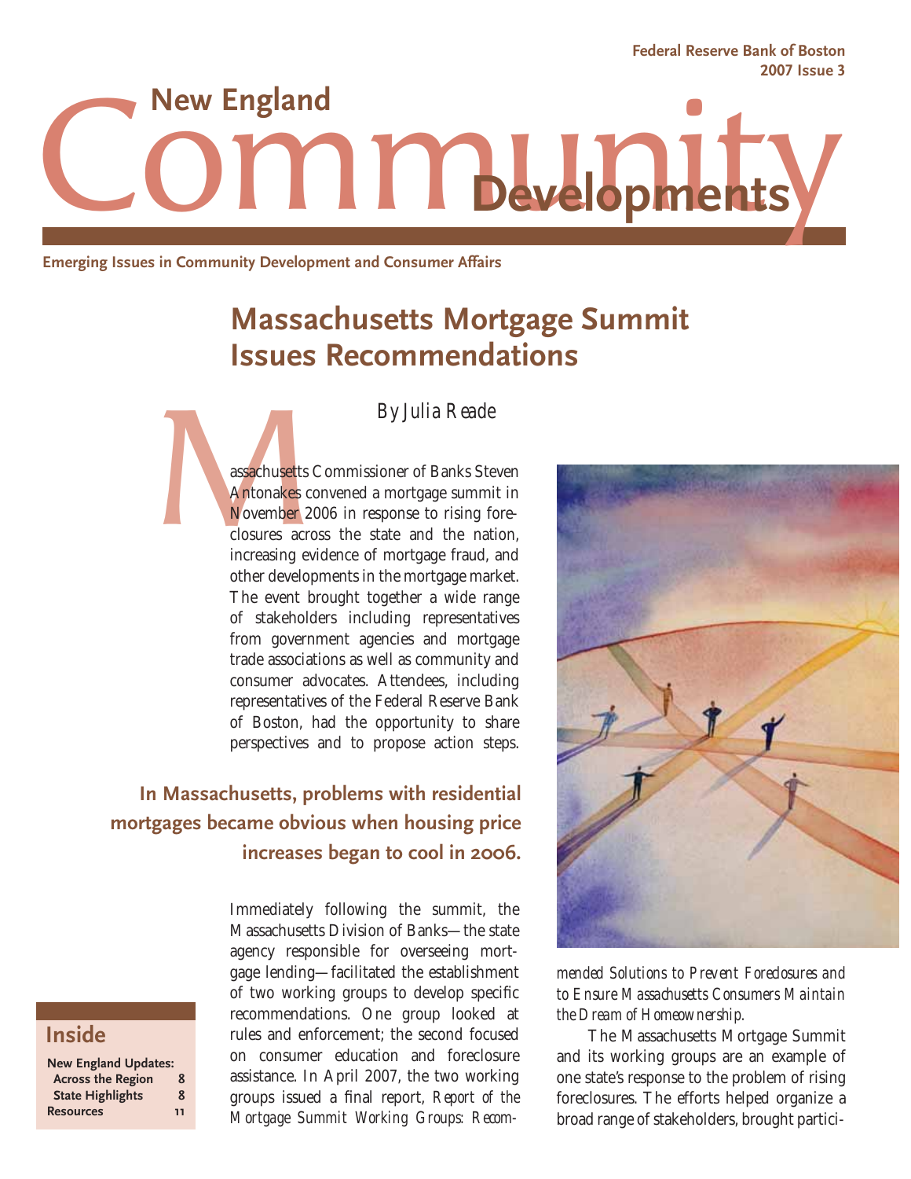Federal Reserve Bank of Boston
2007 Issue 3

# New England Community Developments

Emerging Issues in Community Development and Consumer Affairs

## Massachusetts Mortgage Summit Issues Recommendations

*By Julia Reade*

Massachusetts Commissioner of Banks Steven Antonakes convened a mortgage summit in November 2006 in response to rising foreclosures across the state and the nation, increasing evidence of mortgage fraud, and other developments in the mortgage market. The event brought together a wide range of stakeholders including representatives from government agencies and mortgage trade associations as well as community and consumer advocates. Attendees, including representatives of the Federal Reserve Bank of Boston, had the opportunity to share perspectives and to propose action steps.

**In Massachusetts, problems with residential mortgages became obvious when housing price increases began to cool in 2006.**

Immediately following the summit, the Massachusetts Division of Banks—the state agency responsible for overseeing mortgage lending—facilitated the establishment of two working groups to develop specific recommendations. One group looked at rules and enforcement; the second focused on consumer education and foreclosure assistance. In April 2007, the two working groups issued a final report, *Report of the Mortgage Summit Working Groups: Recommended Solutions to Prevent Foreclosures and to Ensure Massachusetts Consumers Maintain the Dream of Homeownership.*

The Massachusetts Mortgage Summit and its working groups are an example of one state's response to the problem of rising foreclosures. The efforts helped organize a broad range of stakeholders, brought partici-

**Inside**

| | |
|---|---|
| New England Updates: | |
| Across the Region | 8 |
| State Highlights | 8 |
| Resources | 11 |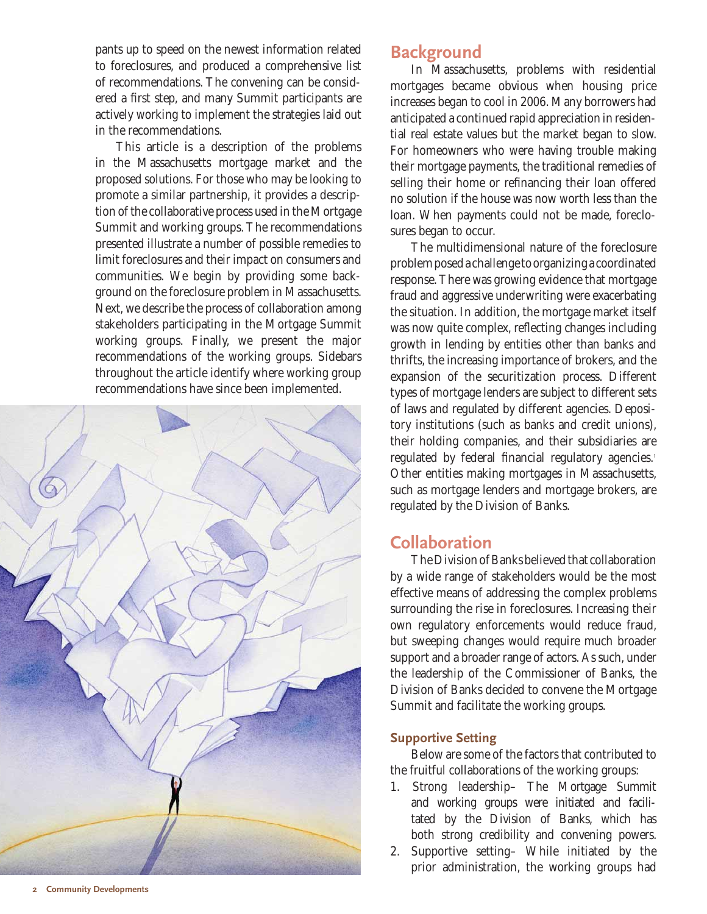pants up to speed on the newest information related to foreclosures, and produced a comprehensive list of recommendations. The convening can be considered a first step, and many Summit participants are actively working to implement the strategies laid out in the recommendations.

This article is a description of the problems in the Massachusetts mortgage market and the proposed solutions. For those who may be looking to promote a similar partnership, it provides a description of the collaborative process used in the Mortgage Summit and working groups. The recommendations presented illustrate a number of possible remedies to limit foreclosures and their impact on consumers and communities. We begin by providing some background on the foreclosure problem in Massachusetts. Next, we describe the process of collaboration among stakeholders participating in the Mortgage Summit working groups. Finally, we present the major recommendations of the working groups. Sidebars throughout the article identify where working group recommendations have since been implemented.

## Background

In Massachusetts, problems with residential mortgages became obvious when housing price increases began to cool in 2006. Many borrowers had anticipated a continued rapid appreciation in residential real estate values but the market began to slow. For homeowners who were having trouble making their mortgage payments, the traditional remedies of selling their home or refinancing their loan offered no solution if the house was now worth less than the loan. When payments could not be made, foreclosures began to occur.

The multidimensional nature of the foreclosure problem posed a challenge to organizing a coordinated response. There was growing evidence that mortgage fraud and aggressive underwriting were exacerbating the situation. In addition, the mortgage market itself was now quite complex, reflecting changes including growth in lending by entities other than banks and thrifts, the increasing importance of brokers, and the expansion of the securitization process. Different types of mortgage lenders are subject to different sets of laws and regulated by different agencies. Depository institutions (such as banks and credit unions), their holding companies, and their subsidiaries are regulated by federal financial regulatory agencies.[1] Other entities making mortgages in Massachusetts, such as mortgage lenders and mortgage brokers, are regulated by the Division of Banks.

## Collaboration

The Division of Banks believed that collaboration by a wide range of stakeholders would be the most effective means of addressing the complex problems surrounding the rise in foreclosures. Increasing their own regulatory enforcements would reduce fraud, but sweeping changes would require much broader support and a broader range of actors. As such, under the leadership of the Commissioner of Banks, the Division of Banks decided to convene the Mortgage Summit and facilitate the working groups.

### Supportive Setting

Below are some of the factors that contributed to the fruitful collaborations of the working groups:

1. Strong leadership– The Mortgage Summit and working groups were initiated and facilitated by the Division of Banks, which has both strong credibility and convening powers.
2. Supportive setting– While initiated by the prior administration, the working groups had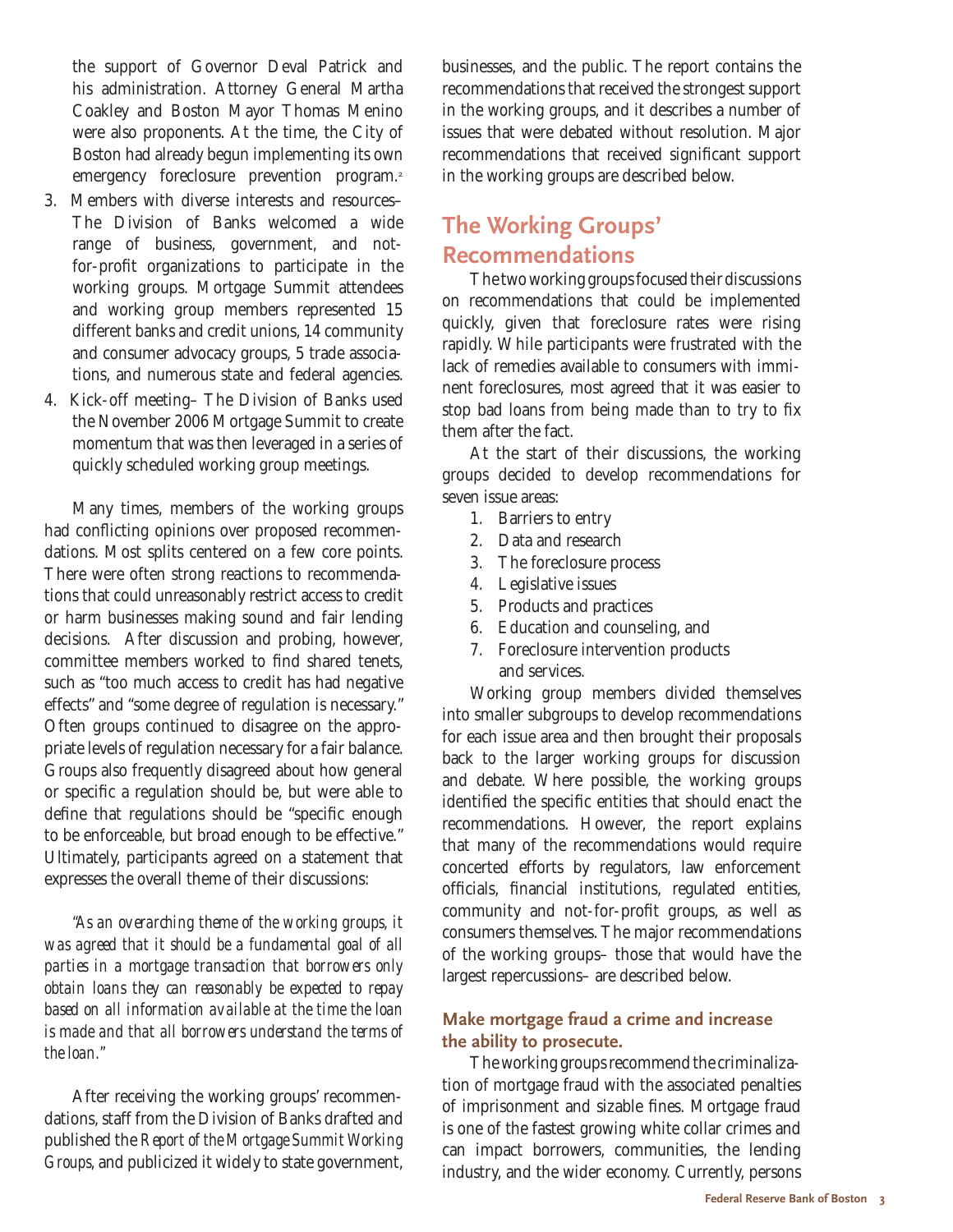the support of Governor Deval Patrick and his administration. Attorney General Martha Coakley and Boston Mayor Thomas Menino were also proponents. At the time, the City of Boston had already begun implementing its own emergency foreclosure prevention program.[2]

3. Members with diverse interests and resources– The Division of Banks welcomed a wide range of business, government, and not-for-profit organizations to participate in the working groups. Mortgage Summit attendees and working group members represented 15 different banks and credit unions, 14 community and consumer advocacy groups, 5 trade associations, and numerous state and federal agencies.
4. Kick-off meeting– The Division of Banks used the November 2006 Mortgage Summit to create momentum that was then leveraged in a series of quickly scheduled working group meetings.

Many times, members of the working groups had conflicting opinions over proposed recommendations. Most splits centered on a few core points. There were often strong reactions to recommendations that could unreasonably restrict access to credit or harm businesses making sound and fair lending decisions. After discussion and probing, however, committee members worked to find shared tenets, such as "too much access to credit has had negative effects" and "some degree of regulation is necessary." Often groups continued to disagree on the appropriate levels of regulation necessary for a fair balance. Groups also frequently disagreed about how general or specific a regulation should be, but were able to define that regulations should be "specific enough to be enforceable, but broad enough to be effective." Ultimately, participants agreed on a statement that expresses the overall theme of their discussions:

*"As an overarching theme of the working groups, it was agreed that it should be a fundamental goal of all parties in a mortgage transaction that borrowers only obtain loans they can reasonably be expected to repay based on all information available at the time the loan is made and that all borrowers understand the terms of the loan."*

After receiving the working groups' recommendations, staff from the Division of Banks drafted and published the *Report of the Mortgage Summit Working Groups*, and publicized it widely to state government, businesses, and the public. The report contains the recommendations that received the strongest support in the working groups, and it describes a number of issues that were debated without resolution. Major recommendations that received significant support in the working groups are described below.

## The Working Groups' Recommendations

The two working groups focused their discussions on recommendations that could be implemented quickly, given that foreclosure rates were rising rapidly. While participants were frustrated with the lack of remedies available to consumers with imminent foreclosures, most agreed that it was easier to stop bad loans from being made than to try to fix them after the fact.

At the start of their discussions, the working groups decided to develop recommendations for seven issue areas:

1. Barriers to entry
2. Data and research
3. The foreclosure process
4. Legislative issues
5. Products and practices
6. Education and counseling, and
7. Foreclosure intervention products and services.

Working group members divided themselves into smaller subgroups to develop recommendations for each issue area and then brought their proposals back to the larger working groups for discussion and debate. Where possible, the working groups identified the specific entities that should enact the recommendations. However, the report explains that many of the recommendations would require concerted efforts by regulators, law enforcement officials, financial institutions, regulated entities, community and not-for-profit groups, as well as consumers themselves. The major recommendations of the working groups– those that would have the largest repercussions– are described below.

### Make mortgage fraud a crime and increase the ability to prosecute.

The working groups recommend the criminalization of mortgage fraud with the associated penalties of imprisonment and sizable fines. Mortgage fraud is one of the fastest growing white collar crimes and can impact borrowers, communities, the lending industry, and the wider economy. Currently, persons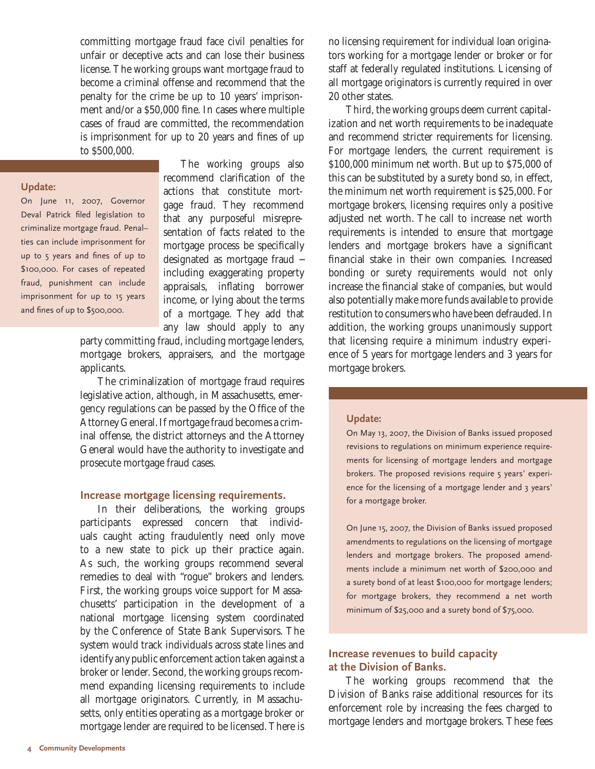committing mortgage fraud face civil penalties for unfair or deceptive acts and can lose their business license. The working groups want mortgage fraud to become a criminal offense and recommend that the penalty for the crime be up to 10 years' imprisonment and/or a $50,000 fine. In cases where multiple cases of fraud are committed, the recommendation is imprisonment for up to 20 years and fines of up to $500,000.

The working groups also recommend clarification of the actions that constitute mortgage fraud. They recommend that any purposeful misrepresentation of facts related to the mortgage process be specifically designated as mortgage fraud – including exaggerating property appraisals, inflating borrower income, or lying about the terms of a mortgage. They add that any law should apply to any party committing fraud, including mortgage lenders, mortgage brokers, appraisers, and the mortgage applicants.

> **Update:**
> On June 11, 2007, Governor Deval Patrick filed legislation to criminalize mortgage fraud. Penalties can include imprisonment for up to 5 years and fines of up to $100,000. For cases of repeated fraud, punishment can include imprisonment for up to 15 years and fines of up to $500,000.

The criminalization of mortgage fraud requires legislative action, although, in Massachusetts, emergency regulations can be passed by the Office of the Attorney General. If mortgage fraud becomes a criminal offense, the district attorneys and the Attorney General would have the authority to investigate and prosecute mortgage fraud cases.

### Increase mortgage licensing requirements.

In their deliberations, the working groups participants expressed concern that individuals caught acting fraudulently need only move to a new state to pick up their practice again. As such, the working groups recommend several remedies to deal with "rogue" brokers and lenders. First, the working groups voice support for Massachusetts' participation in the development of a national mortgage licensing system coordinated by the Conference of State Bank Supervisors. The system would track individuals across state lines and identify any public enforcement action taken against a broker or lender. Second, the working groups recommend expanding licensing requirements to include all mortgage originators. Currently, in Massachusetts, only entities operating as a mortgage broker or mortgage lender are required to be licensed. There is no licensing requirement for individual loan originators working for a mortgage lender or broker or for staff at federally regulated institutions. Licensing of all mortgage originators is currently required in over 20 other states.

Third, the working groups deem current capitalization and net worth requirements to be inadequate and recommend stricter requirements for licensing. For mortgage lenders, the current requirement is $100,000 minimum net worth. But up to $75,000 of this can be substituted by a surety bond so, in effect, the minimum net worth requirement is $25,000. For mortgage brokers, licensing requires only a positive adjusted net worth. The call to increase net worth requirements is intended to ensure that mortgage lenders and mortgage brokers have a significant financial stake in their own companies. Increased bonding or surety requirements would not only increase the financial stake of companies, but would also potentially make more funds available to provide restitution to consumers who have been defrauded. In addition, the working groups unanimously support that licensing require a minimum industry experience of 5 years for mortgage lenders and 3 years for mortgage brokers.

> **Update:**
> On May 13, 2007, the Division of Banks issued proposed revisions to regulations on minimum experience requirements for licensing of mortgage lenders and mortgage brokers. The proposed revisions require 5 years' experience for the licensing of a mortgage lender and 3 years' for a mortgage broker.
>
> On June 15, 2007, the Division of Banks issued proposed amendments to regulations on the licensing of mortgage lenders and mortgage brokers. The proposed amendments include a minimum net worth of $200,000 and a surety bond of at least $100,000 for mortgage lenders; for mortgage brokers, they recommend a net worth minimum of $25,000 and a surety bond of $75,000.

### Increase revenues to build capacity at the Division of Banks.

The working groups recommend that the Division of Banks raise additional resources for its enforcement role by increasing the fees charged to mortgage lenders and mortgage brokers. These fees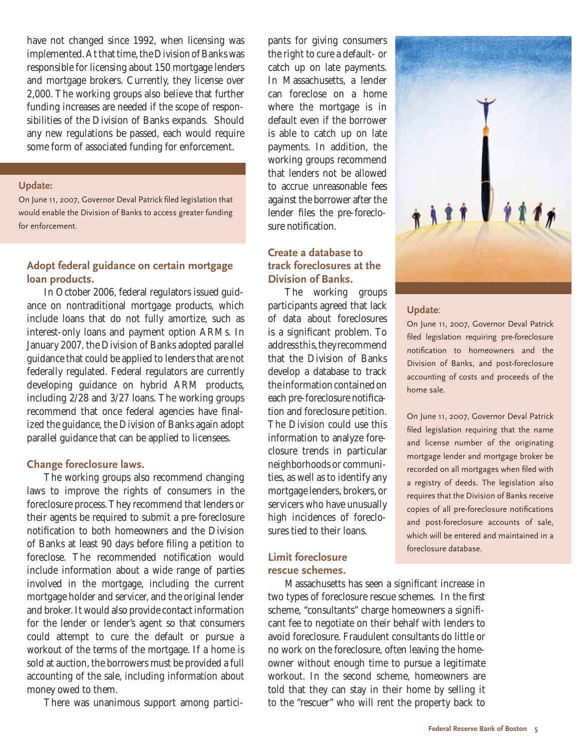have not changed since 1992, when licensing was implemented. At that time, the Division of Banks was responsible for licensing about 150 mortgage lenders and mortgage brokers. Currently, they license over 2,000. The working groups also believe that further funding increases are needed if the scope of responsibilities of the Division of Banks expands. Should any new regulations be passed, each would require some form of associated funding for enforcement.

**Update:**

On June 11, 2007, Governor Deval Patrick filed legislation that would enable the Division of Banks to access greater funding for enforcement.

### Adopt federal guidance on certain mortgage loan products.

In October 2006, federal regulators issued guidance on nontraditional mortgage products, which include loans that do not fully amortize, such as interest-only loans and payment option ARMs. In January 2007, the Division of Banks adopted parallel guidance that could be applied to lenders that are not federally regulated. Federal regulators are currently developing guidance on hybrid ARM products, including 2/28 and 3/27 loans. The working groups recommend that once federal agencies have finalized the guidance, the Division of Banks again adopt parallel guidance that can be applied to licensees.

### Change foreclosure laws.

The working groups also recommend changing laws to improve the rights of consumers in the foreclosure process. They recommend that lenders or their agents be required to submit a pre-foreclosure notification to both homeowners and the Division of Banks at least 90 days before filing a petition to foreclose. The recommended notification would include information about a wide range of parties involved in the mortgage, including the current mortgage holder and servicer, and the original lender and broker. It would also provide contact information for the lender or lender's agent so that consumers could attempt to cure the default or pursue a workout of the terms of the mortgage. If a home is sold at auction, the borrowers must be provided a full accounting of the sale, including information about money owed to them.

There was unanimous support among participants for giving consumers the right to cure a default- or catch up on late payments. In Massachusetts, a lender can foreclose on a home where the mortgage is in default even if the borrower is able to catch up on late payments. In addition, the working groups recommend that lenders not be allowed to accrue unreasonable fees against the borrower after the lender files the pre-foreclosure notification.

### Create a database to track foreclosures at the Division of Banks.

The working groups participants agreed that lack of data about foreclosures is a significant problem. To address this, they recommend that the Division of Banks develop a database to track the information contained on each pre-foreclosure notification and foreclosure petition. The Division could use this information to analyze foreclosure trends in particular neighborhoods or communities, as well as to identify any mortgage lenders, brokers, or servicers who have unusually high incidences of foreclosures tied to their loans.

**Update:**

On June 11, 2007, Governor Deval Patrick filed legislation requiring pre-foreclosure notification to homeowners and the Division of Banks, and post-foreclosure accounting of costs and proceeds of the home sale.

On June 11, 2007, Governor Deval Patrick filed legislation requiring that the name and license number of the originating mortgage lender and mortgage broker be recorded on all mortgages when filed with a registry of deeds. The legislation also requires that the Division of Banks receive copies of all pre-foreclosure notifications and post-foreclosure accounts of sale, which will be entered and maintained in a foreclosure database.

### Limit foreclosure rescue schemes.

Massachusetts has seen a significant increase in two types of foreclosure rescue schemes. In the first scheme, "consultants" charge homeowners a significant fee to negotiate on their behalf with lenders to avoid foreclosure. Fraudulent consultants do little or no work on the foreclosure, often leaving the homeowner without enough time to pursue a legitimate workout. In the second scheme, homeowners are told that they can stay in their home by selling it to the "rescuer" who will rent the property back to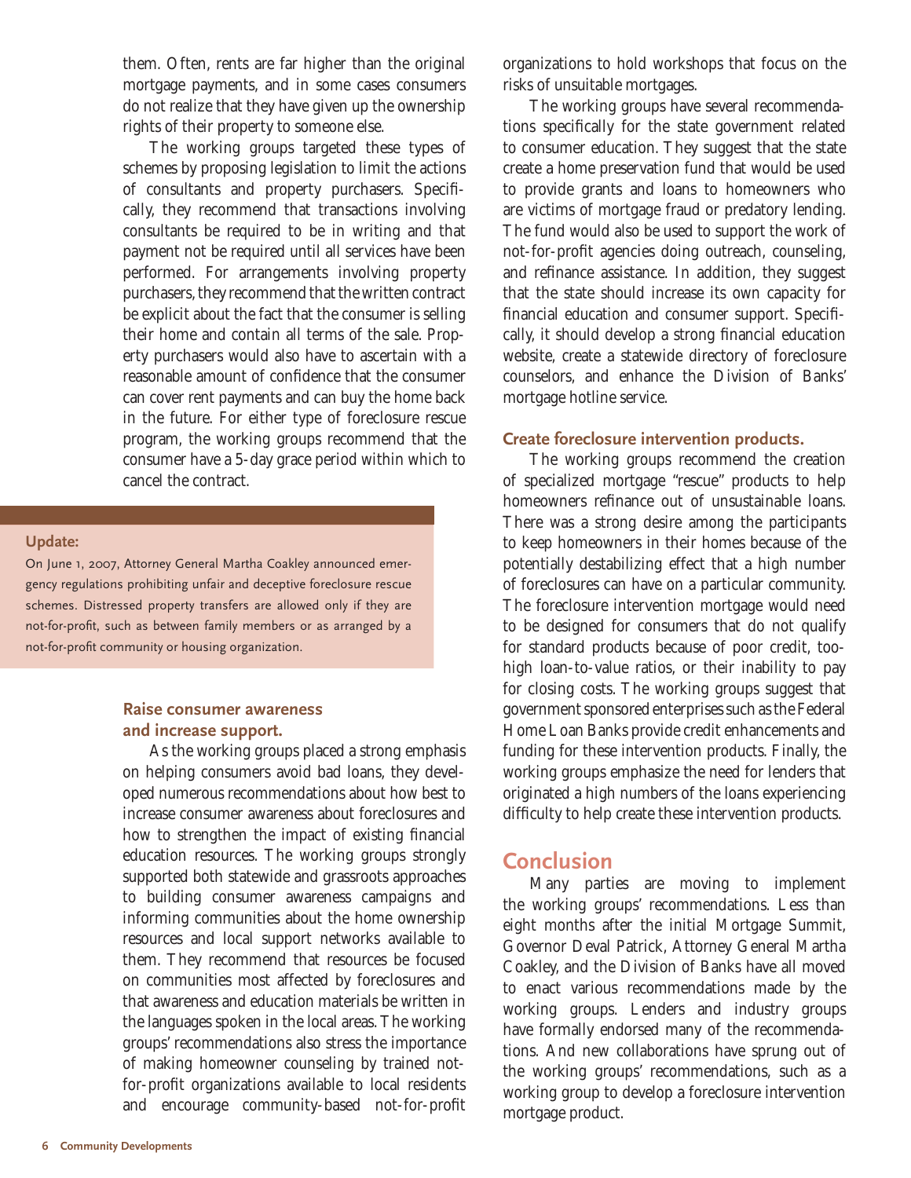them. Often, rents are far higher than the original mortgage payments, and in some cases consumers do not realize that they have given up the ownership rights of their property to someone else.

The working groups targeted these types of schemes by proposing legislation to limit the actions of consultants and property purchasers. Specifically, they recommend that transactions involving consultants be required to be in writing and that payment not be required until all services have been performed. For arrangements involving property purchasers, they recommend that the written contract be explicit about the fact that the consumer is selling their home and contain all terms of the sale. Property purchasers would also have to ascertain with a reasonable amount of confidence that the consumer can cover rent payments and can buy the home back in the future. For either type of foreclosure rescue program, the working groups recommend that the consumer have a 5-day grace period within which to cancel the contract.

**Update:**

On June 1, 2007, Attorney General Martha Coakley announced emergency regulations prohibiting unfair and deceptive foreclosure rescue schemes. Distressed property transfers are allowed only if they are not-for-profit, such as between family members or as arranged by a not-for-profit community or housing organization.

### Raise consumer awareness and increase support.

As the working groups placed a strong emphasis on helping consumers avoid bad loans, they developed numerous recommendations about how best to increase consumer awareness about foreclosures and how to strengthen the impact of existing financial education resources. The working groups strongly supported both statewide and grassroots approaches to building consumer awareness campaigns and informing communities about the home ownership resources and local support networks available to them. They recommend that resources be focused on communities most affected by foreclosures and that awareness and education materials be written in the languages spoken in the local areas. The working groups' recommendations also stress the importance of making homeowner counseling by trained not-for-profit organizations available to local residents and encourage community-based not-for-profit organizations to hold workshops that focus on the risks of unsuitable mortgages.

The working groups have several recommendations specifically for the state government related to consumer education. They suggest that the state create a home preservation fund that would be used to provide grants and loans to homeowners who are victims of mortgage fraud or predatory lending. The fund would also be used to support the work of not-for-profit agencies doing outreach, counseling, and refinance assistance. In addition, they suggest that the state should increase its own capacity for financial education and consumer support. Specifically, it should develop a strong financial education website, create a statewide directory of foreclosure counselors, and enhance the Division of Banks' mortgage hotline service.

### Create foreclosure intervention products.

The working groups recommend the creation of specialized mortgage "rescue" products to help homeowners refinance out of unsustainable loans. There was a strong desire among the participants to keep homeowners in their homes because of the potentially destabilizing effect that a high number of foreclosures can have on a particular community. The foreclosure intervention mortgage would need to be designed for consumers that do not qualify for standard products because of poor credit, too-high loan-to-value ratios, or their inability to pay for closing costs. The working groups suggest that government sponsored enterprises such as the Federal Home Loan Banks provide credit enhancements and funding for these intervention products. Finally, the working groups emphasize the need for lenders that originated a high numbers of the loans experiencing difficulty to help create these intervention products.

## Conclusion

Many parties are moving to implement the working groups' recommendations. Less than eight months after the initial Mortgage Summit, Governor Deval Patrick, Attorney General Martha Coakley, and the Division of Banks have all moved to enact various recommendations made by the working groups. Lenders and industry groups have formally endorsed many of the recommendations. And new collaborations have sprung out of the working groups' recommendations, such as a working group to develop a foreclosure intervention mortgage product.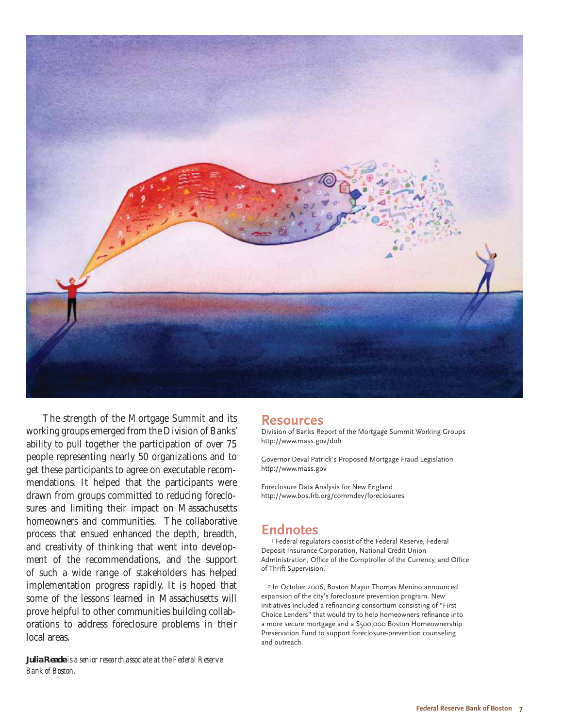The strength of the Mortgage Summit and its working groups emerged from the Division of Banks' ability to pull together the participation of over 75 people representing nearly 50 organizations and to get these participants to agree on executable recommendations. It helped that the participants were drawn from groups committed to reducing foreclosures and limiting their impact on Massachusetts homeowners and communities. The collaborative process that ensued enhanced the depth, breadth, and creativity of thinking that went into development of the recommendations, and the support of such a wide range of stakeholders has helped implementation progress rapidly. It is hoped that some of the lessons learned in Massachusetts will prove helpful to other communities building collaborations to address foreclosure problems in their local areas.

***Julia Reade** is a senior research associate at the Federal Reserve Bank of Boston.*

## Resources

Division of Banks Report of the Mortgage Summit Working Groups
http://www.mass.gov/dob

Governor Deval Patrick's Proposed Mortgage Fraud Legislation
http://www.mass.gov

Foreclosure Data Analysis for New England
http://www.bos.frb.org/commdev/foreclosures

## Endnotes

1 Federal regulators consist of the Federal Reserve, Federal Deposit Insurance Corporation, National Credit Union Administration, Office of the Comptroller of the Currency, and Office of Thrift Supervision.

2 In October 2006, Boston Mayor Thomas Menino announced expansion of the city's foreclosure prevention program. New initiatives included a refinancing consortium consisting of "First Choice Lenders" that would try to help homeowners refinance into a more secure mortgage and a $500,000 Boston Homeownership Preservation Fund to support foreclosure-prevention counseling and outreach.